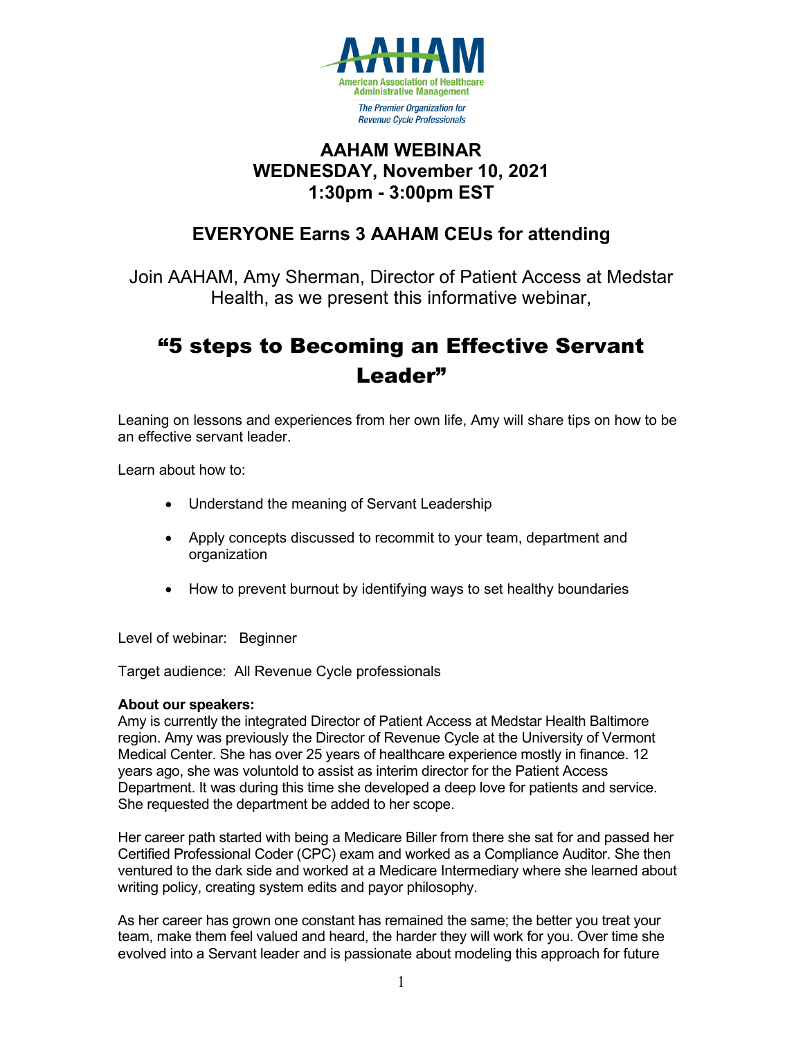AAHAM

American Association of Healthcare Administrative Management

*The Premier Organization for Revenue Cycle Professionals*

## AAHAM WEBINAR
## WEDNESDAY, November 10, 2021
## 1:30pm - 3:00pm EST

## EVERYONE Earns 3 AAHAM CEUs for attending

Join AAHAM, Amy Sherman, Director of Patient Access at Medstar Health, as we present this informative webinar,

# "5 steps to Becoming an Effective Servant Leader"

Leaning on lessons and experiences from her own life, Amy will share tips on how to be an effective servant leader.

Learn about how to:

- Understand the meaning of Servant Leadership
- Apply concepts discussed to recommit to your team, department and organization
- How to prevent burnout by identifying ways to set healthy boundaries

Level of webinar: Beginner

Target audience: All Revenue Cycle professionals

**About our speakers:**
Amy is currently the integrated Director of Patient Access at Medstar Health Baltimore region. Amy was previously the Director of Revenue Cycle at the University of Vermont Medical Center. She has over 25 years of healthcare experience mostly in finance. 12 years ago, she was voluntold to assist as interim director for the Patient Access Department. It was during this time she developed a deep love for patients and service. She requested the department be added to her scope.

Her career path started with being a Medicare Biller from there she sat for and passed her Certified Professional Coder (CPC) exam and worked as a Compliance Auditor. She then ventured to the dark side and worked at a Medicare Intermediary where she learned about writing policy, creating system edits and payor philosophy.

As her career has grown one constant has remained the same; the better you treat your team, make them feel valued and heard, the harder they will work for you. Over time she evolved into a Servant leader and is passionate about modeling this approach for future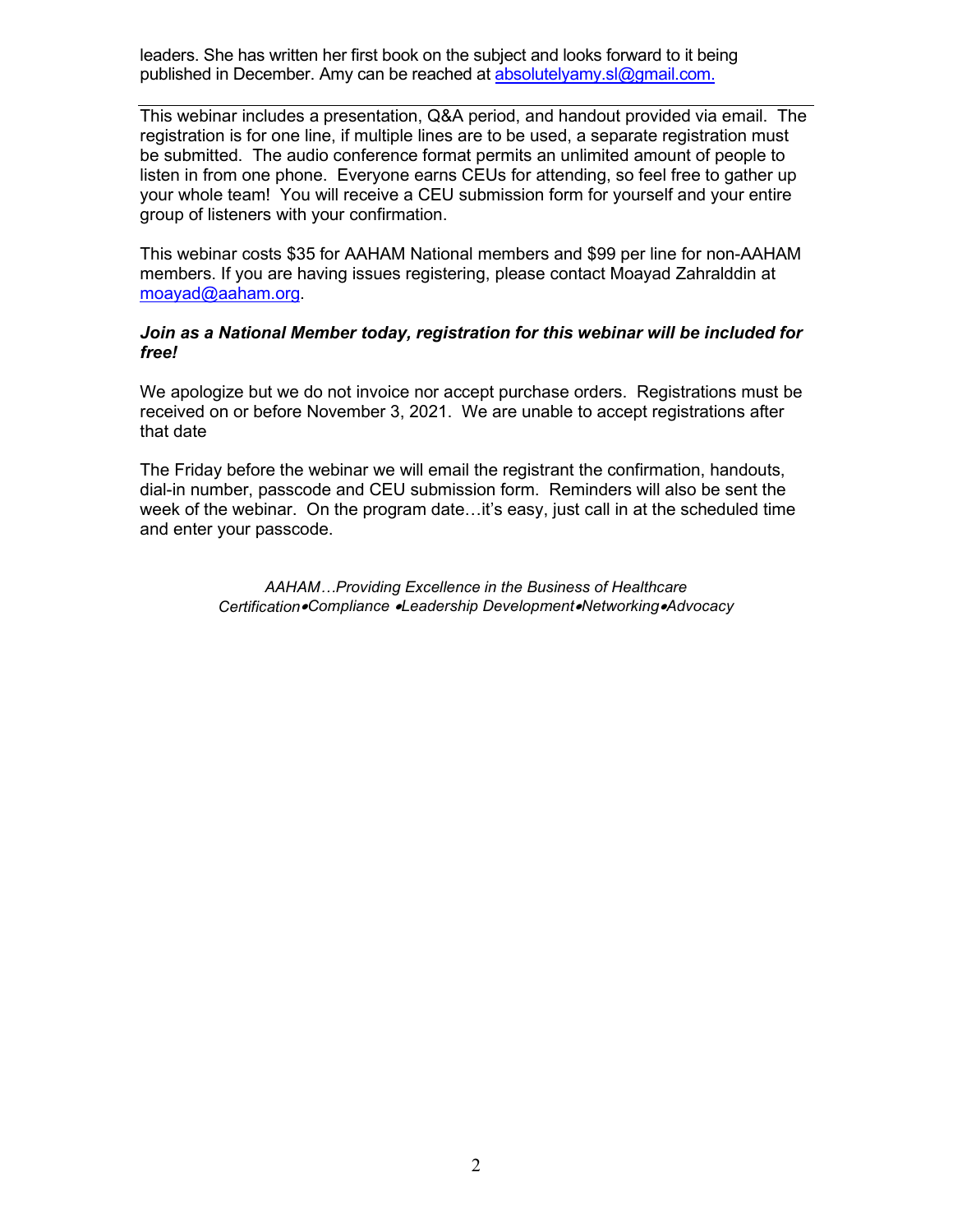leaders. She has written her first book on the subject and looks forward to it being published in December. Amy can be reached at absolutelyamy.sl@gmail.com.

---

This webinar includes a presentation, Q&A period, and handout provided via email. The registration is for one line, if multiple lines are to be used, a separate registration must be submitted. The audio conference format permits an unlimited amount of people to listen in from one phone. Everyone earns CEUs for attending, so feel free to gather up your whole team! You will receive a CEU submission form for yourself and your entire group of listeners with your confirmation.

This webinar costs $35 for AAHAM National members and $99 per line for non-AAHAM members. If you are having issues registering, please contact Moayad Zahralddin at moayad@aaham.org.

***Join as a National Member today, registration for this webinar will be included for free!***

We apologize but we do not invoice nor accept purchase orders. Registrations must be received on or before November 3, 2021. We are unable to accept registrations after that date

The Friday before the webinar we will email the registrant the confirmation, handouts, dial-in number, passcode and CEU submission form. Reminders will also be sent the week of the webinar. On the program date…it's easy, just call in at the scheduled time and enter your passcode.

*AAHAM…Providing Excellence in the Business of Healthcare*
*Certification•Compliance •Leadership Development•Networking•Advocacy*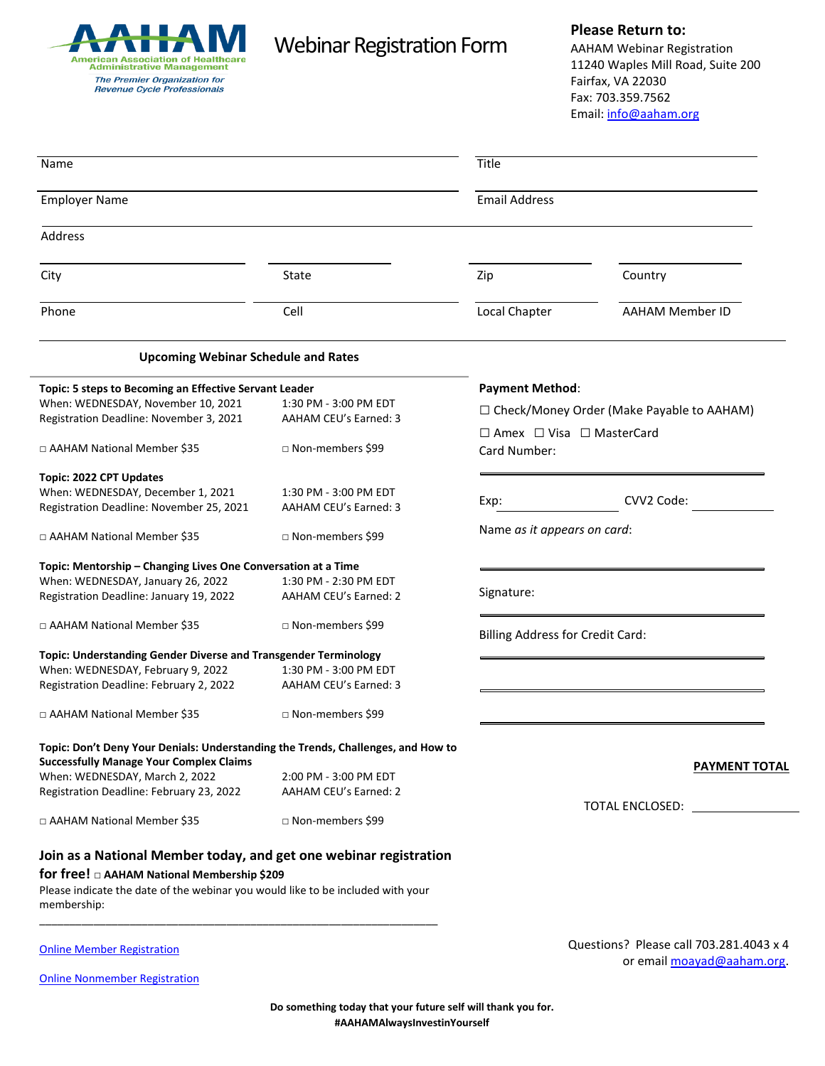AAHAM American Association of Healthcare Administrative Management

*The Premier Organization for Revenue Cycle Professionals*

# Webinar Registration Form

**Please Return to:**
AAHAM Webinar Registration
11240 Waples Mill Road, Suite 200
Fairfax, VA 22030
Fax: 703.359.7562
Email: info@aaham.org

| | |
|---|---|
| Name | Title |
| Employer Name | Email Address |
| Address | |

| | | | |
|---|---|---|---|
| City | State | Zip | Country |
| Phone | Cell | Local Chapter | AAHAM Member ID |

**Upcoming Webinar Schedule and Rates**

**Topic: 5 steps to Becoming an Effective Servant Leader**
When: WEDNESDAY, November 10, 2021 — 1:30 PM - 3:00 PM EDT
Registration Deadline: November 3, 2021 — AAHAM CEU's Earned: 3

□ AAHAM National Member $35 □ Non-members $99

**Topic: 2022 CPT Updates**
When: WEDNESDAY, December 1, 2021 — 1:30 PM - 3:00 PM EDT
Registration Deadline: November 25, 2021 — AAHAM CEU's Earned: 3

□ AAHAM National Member $35 □ Non-members $99

**Topic: Mentorship – Changing Lives One Conversation at a Time**
When: WEDNESDAY, January 26, 2022 — 1:30 PM - 2:30 PM EDT
Registration Deadline: January 19, 2022 — AAHAM CEU's Earned: 2

□ AAHAM National Member $35 □ Non-members $99

**Topic: Understanding Gender Diverse and Transgender Terminology**
When: WEDNESDAY, February 9, 2022 — 1:30 PM - 3:00 PM EDT
Registration Deadline: February 2, 2022 — AAHAM CEU's Earned: 3

□ AAHAM National Member $35 □ Non-members $99

**Topic: Don't Deny Your Denials: Understanding the Trends, Challenges, and How to Successfully Manage Your Complex Claims**
When: WEDNESDAY, March 2, 2022 — 2:00 PM - 3:00 PM EDT
Registration Deadline: February 23, 2022 — AAHAM CEU's Earned: 2

□ AAHAM National Member $35 □ Non-members $99

**Join as a National Member today, and get one webinar registration for free!** □ **AAHAM National Membership $209**

Please indicate the date of the webinar you would like to be included with your membership:

_______________________________________________

**Payment Method**:

☐ Check/Money Order (Make Payable to AAHAM)

☐ Amex ☐ Visa ☐ MasterCard

Card Number: ____________________

Exp: __________ CVV2 Code: __________

Name *as it appears on card*: ____________________

Signature: ____________________

Billing Address for Credit Card: ____________________

**PAYMENT TOTAL**

TOTAL ENCLOSED: __________

Online Member Registration

Online Nonmember Registration

Questions? Please call 703.281.4043 x 4 or email moayad@aaham.org.

**Do something today that your future self will thank you for.**
**#AAHAMAlwaysInvestinYourself**